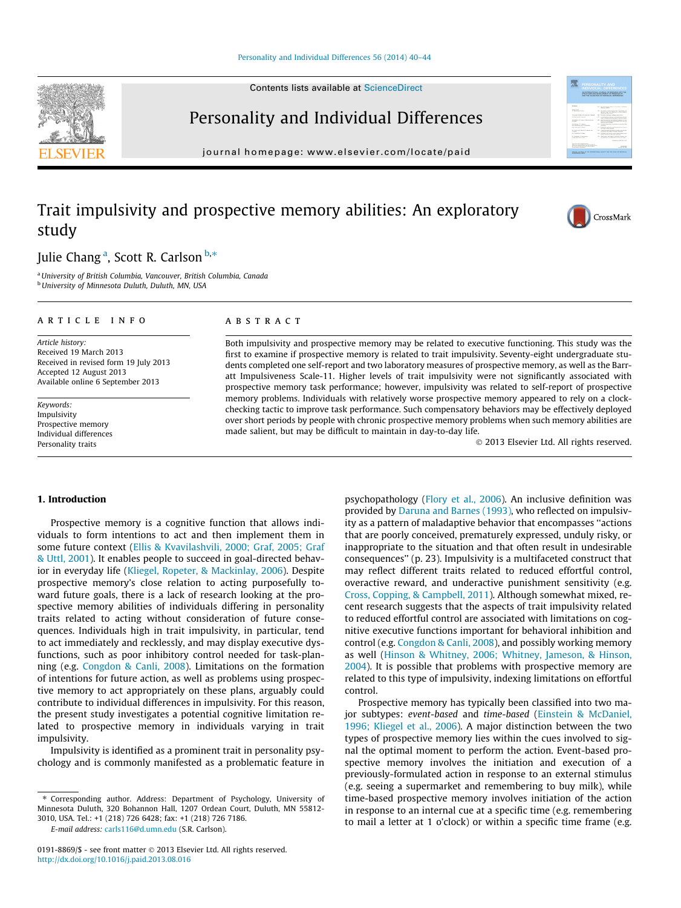# Trait impulsivity and prospective memory abilities: An exploratory study

Julie Chang [a], Scott R. Carlson [b,*]

[a] University of British Columbia, Vancouver, British Columbia, Canada
[b] University of Minnesota Duluth, Duluth, MN, USA

## ARTICLE INFO

*Article history:*
Received 19 March 2013
Received in revised form 19 July 2013
Accepted 12 August 2013
Available online 6 September 2013

*Keywords:*
Impulsivity
Prospective memory
Individual differences
Personality traits

## ABSTRACT

Both impulsivity and prospective memory may be related to executive functioning. This study was the first to examine if prospective memory is related to trait impulsivity. Seventy-eight undergraduate students completed one self-report and two laboratory measures of prospective memory, as well as the Barratt Impulsiveness Scale-11. Higher levels of trait impulsivity were not significantly associated with prospective memory task performance; however, impulsivity was related to self-report of prospective memory problems. Individuals with relatively worse prospective memory appeared to rely on a clock-checking tactic to improve task performance. Such compensatory behaviors may be effectively deployed over short periods by people with chronic prospective memory problems when such memory abilities are made salient, but may be difficult to maintain in day-to-day life.

© 2013 Elsevier Ltd. All rights reserved.

## 1. Introduction

Prospective memory is a cognitive function that allows individuals to form intentions to act and then implement them in some future context (Ellis & Kvavilashvili, 2000; Graf, 2005; Graf & Uttl, 2001). It enables people to succeed in goal-directed behavior in everyday life (Kliegel, Ropeter, & Mackinlay, 2006). Despite prospective memory's close relation to acting purposefully toward future goals, there is a lack of research looking at the prospective memory abilities of individuals differing in personality traits related to acting without consideration of future consequences. Individuals high in trait impulsivity, in particular, tend to act immediately and recklessly, and may display executive dysfunctions, such as poor inhibitory control needed for task-planning (e.g. Congdon & Canli, 2008). Limitations on the formation of intentions for future action, as well as problems using prospective memory to act appropriately on these plans, arguably could contribute to individual differences in impulsivity. For this reason, the present study investigates a potential cognitive limitation related to prospective memory in individuals varying in trait impulsivity.

Impulsivity is identified as a prominent trait in personality psychology and is commonly manifested as a problematic feature in psychopathology (Flory et al., 2006). An inclusive definition was provided by Daruna and Barnes (1993), who reflected on impulsivity as a pattern of maladaptive behavior that encompasses "actions that are poorly conceived, prematurely expressed, unduly risky, or inappropriate to the situation and that often result in undesirable consequences" (p. 23). Impulsivity is a multifaceted construct that may reflect different traits related to reduced effortful control, overactive reward, and underactive punishment sensitivity (e.g. Cross, Copping, & Campbell, 2011). Although somewhat mixed, recent research suggests that the aspects of trait impulsivity related to reduced effortful control are associated with limitations on cognitive executive functions important for behavioral inhibition and control (e.g. Congdon & Canli, 2008), and possibly working memory as well (Hinson & Whitney, 2006; Whitney, Jameson, & Hinson, 2004). It is possible that problems with prospective memory are related to this type of impulsivity, indexing limitations on effortful control.

Prospective memory has typically been classified into two major subtypes: *event-based* and *time-based* (Einstein & McDaniel, 1996; Kliegel et al., 2006). A major distinction between the two types of prospective memory lies within the cues involved to signal the optimal moment to perform the action. Event-based prospective memory involves the initiation and execution of a previously-formulated action in response to an external stimulus (e.g. seeing a supermarket and remembering to buy milk), while time-based prospective memory involves initiation of the action in response to an internal cue at a specific time (e.g. remembering to mail a letter at 1 o'clock) or within a specific time frame (e.g.

\* Corresponding author. Address: Department of Psychology, University of Minnesota Duluth, 320 Bohannon Hall, 1207 Ordean Court, Duluth, MN 55812-3010, USA. Tel.: +1 (218) 726 6428; fax: +1 (218) 726 7186.
*E-mail address:* carls116@d.umn.edu (S.R. Carlson).

0191-8869/$ - see front matter © 2013 Elsevier Ltd. All rights reserved.
http://dx.doi.org/10.1016/j.paid.2013.08.016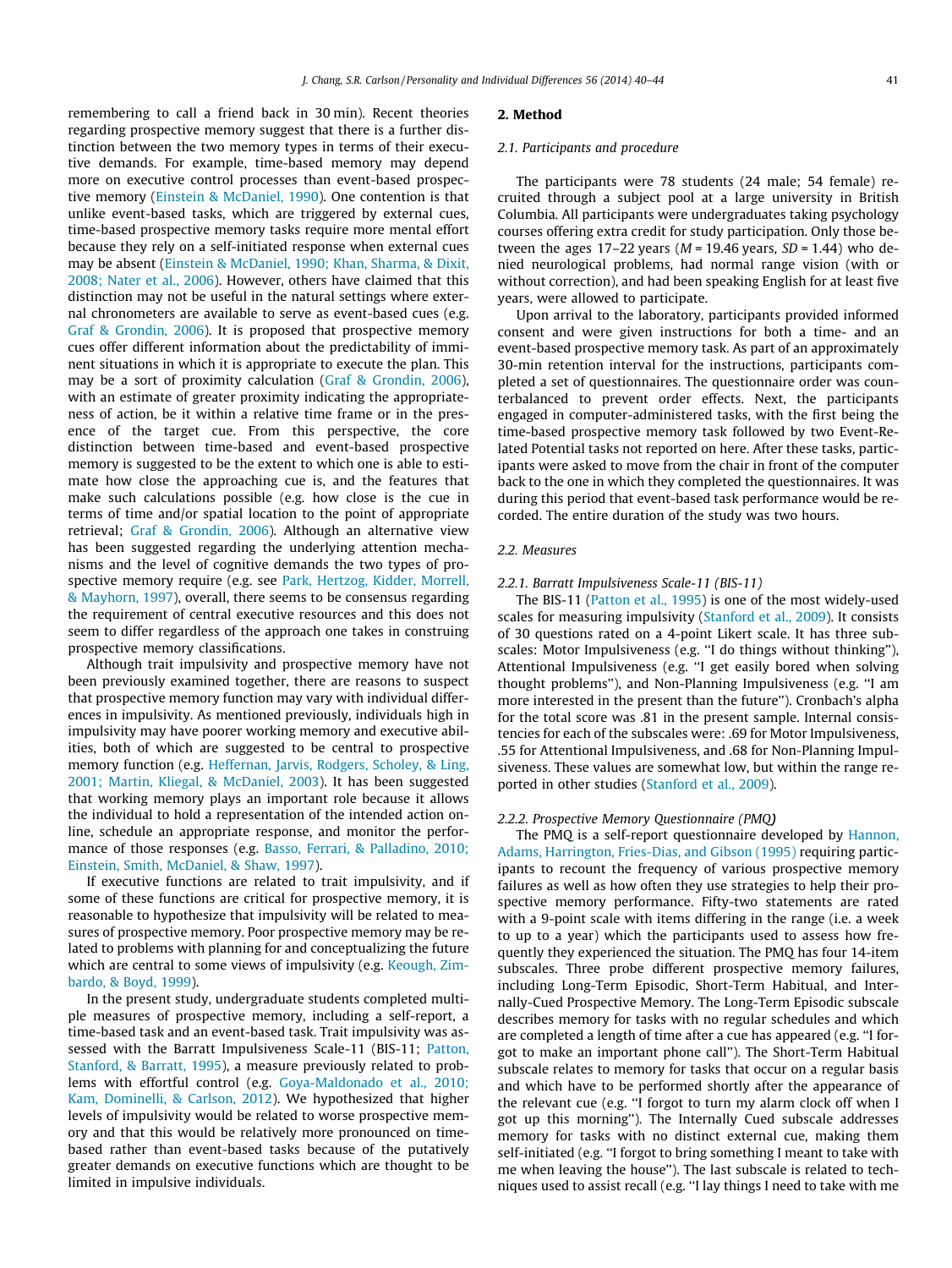remembering to call a friend back in 30 min). Recent theories regarding prospective memory suggest that there is a further distinction between the two memory types in terms of their executive demands. For example, time-based memory may depend more on executive control processes than event-based prospective memory (Einstein & McDaniel, 1990). One contention is that unlike event-based tasks, which are triggered by external cues, time-based prospective memory tasks require more mental effort because they rely on a self-initiated response when external cues may be absent (Einstein & McDaniel, 1990; Khan, Sharma, & Dixit, 2008; Nater et al., 2006). However, others have claimed that this distinction may not be useful in the natural settings where external chronometers are available to serve as event-based cues (e.g. Graf & Grondin, 2006). It is proposed that prospective memory cues offer different information about the predictability of imminent situations in which it is appropriate to execute the plan. This may be a sort of proximity calculation (Graf & Grondin, 2006), with an estimate of greater proximity indicating the appropriateness of action, be it within a relative time frame or in the presence of the target cue. From this perspective, the core distinction between time-based and event-based prospective memory is suggested to be the extent to which one is able to estimate how close the approaching cue is, and the features that make such calculations possible (e.g. how close is the cue in terms of time and/or spatial location to the point of appropriate retrieval; Graf & Grondin, 2006). Although an alternative view has been suggested regarding the underlying attention mechanisms and the level of cognitive demands the two types of prospective memory require (e.g. see Park, Hertzog, Kidder, Morrell, & Mayhorn, 1997), overall, there seems to be consensus regarding the requirement of central executive resources and this does not seem to differ regardless of the approach one takes in construing prospective memory classifications.

Although trait impulsivity and prospective memory have not been previously examined together, there are reasons to suspect that prospective memory function may vary with individual differences in impulsivity. As mentioned previously, individuals high in impulsivity may have poorer working memory and executive abilities, both of which are suggested to be central to prospective memory function (e.g. Heffernan, Jarvis, Rodgers, Scholey, & Ling, 2001; Martin, Kliegal, & McDaniel, 2003). It has been suggested that working memory plays an important role because it allows the individual to hold a representation of the intended action online, schedule an appropriate response, and monitor the performance of those responses (e.g. Basso, Ferrari, & Palladino, 2010; Einstein, Smith, McDaniel, & Shaw, 1997).

If executive functions are related to trait impulsivity, and if some of these functions are critical for prospective memory, it is reasonable to hypothesize that impulsivity will be related to measures of prospective memory. Poor prospective memory may be related to problems with planning for and conceptualizing the future which are central to some views of impulsivity (e.g. Keough, Zimbardo, & Boyd, 1999).

In the present study, undergraduate students completed multiple measures of prospective memory, including a self-report, a time-based task and an event-based task. Trait impulsivity was assessed with the Barratt Impulsiveness Scale-11 (BIS-11; Patton, Stanford, & Barratt, 1995), a measure previously related to problems with effortful control (e.g. Goya-Maldonado et al., 2010; Kam, Dominelli, & Carlson, 2012). We hypothesized that higher levels of impulsivity would be related to worse prospective memory and that this would be relatively more pronounced on time-based rather than event-based tasks because of the putatively greater demands on executive functions which are thought to be limited in impulsive individuals.

## 2. Method

### 2.1. Participants and procedure

The participants were 78 students (24 male; 54 female) recruited through a subject pool at a large university in British Columbia. All participants were undergraduates taking psychology courses offering extra credit for study participation. Only those between the ages 17–22 years ($M$ = 19.46 years, $SD$ = 1.44) who denied neurological problems, had normal range vision (with or without correction), and had been speaking English for at least five years, were allowed to participate.

Upon arrival to the laboratory, participants provided informed consent and were given instructions for both a time- and an event-based prospective memory task. As part of an approximately 30-min retention interval for the instructions, participants completed a set of questionnaires. The questionnaire order was counterbalanced to prevent order effects. Next, the participants engaged in computer-administered tasks, with the first being the time-based prospective memory task followed by two Event-Related Potential tasks not reported on here. After these tasks, participants were asked to move from the chair in front of the computer back to the one in which they completed the questionnaires. It was during this period that event-based task performance would be recorded. The entire duration of the study was two hours.

### 2.2. Measures

#### 2.2.1. Barratt Impulsiveness Scale-11 (BIS-11)

The BIS-11 (Patton et al., 1995) is one of the most widely-used scales for measuring impulsivity (Stanford et al., 2009). It consists of 30 questions rated on a 4-point Likert scale. It has three subscales: Motor Impulsiveness (e.g. "I do things without thinking"), Attentional Impulsiveness (e.g. "I get easily bored when solving thought problems"), and Non-Planning Impulsiveness (e.g. "I am more interested in the present than the future"). Cronbach's alpha for the total score was .81 in the present sample. Internal consistencies for each of the subscales were: .69 for Motor Impulsiveness, .55 for Attentional Impulsiveness, and .68 for Non-Planning Impulsiveness. These values are somewhat low, but within the range reported in other studies (Stanford et al., 2009).

#### 2.2.2. Prospective Memory Questionnaire (PMQ)

The PMQ is a self-report questionnaire developed by Hannon, Adams, Harrington, Fries-Dias, and Gibson (1995) requiring participants to recount the frequency of various prospective memory failures as well as how often they use strategies to help their prospective memory performance. Fifty-two statements are rated with a 9-point scale with items differing in the range (i.e. a week to up to a year) which the participants used to assess how frequently they experienced the situation. The PMQ has four 14-item subscales. Three probe different prospective memory failures, including Long-Term Episodic, Short-Term Habitual, and Internally-Cued Prospective Memory. The Long-Term Episodic subscale describes memory for tasks with no regular schedules and which are completed a length of time after a cue has appeared (e.g. "I forgot to make an important phone call"). The Short-Term Habitual subscale relates to memory for tasks that occur on a regular basis and which have to be performed shortly after the appearance of the relevant cue (e.g. "I forgot to turn my alarm clock off when I got up this morning"). The Internally Cued subscale addresses memory for tasks with no distinct external cue, making them self-initiated (e.g. "I forgot to bring something I meant to take with me when leaving the house"). The last subscale is related to techniques used to assist recall (e.g. "I lay things I need to take with me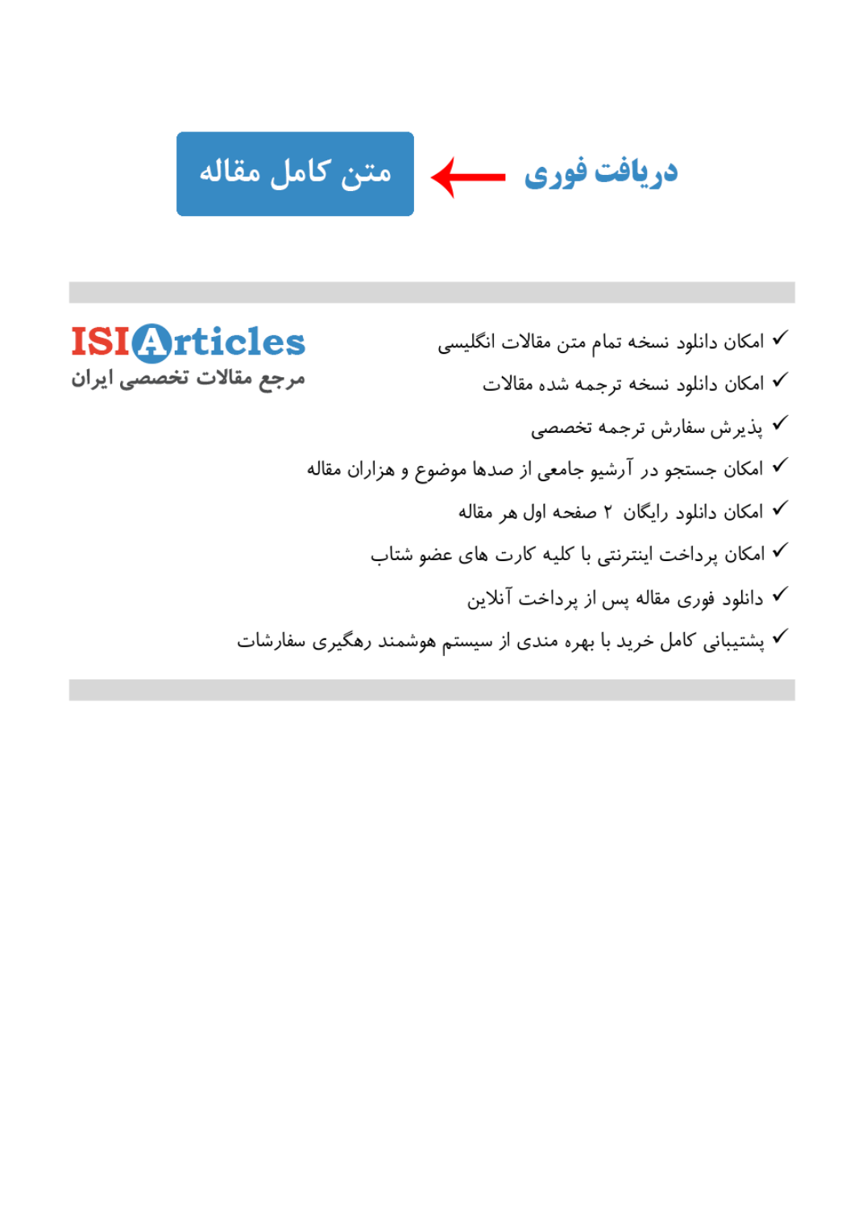دریافت فوری ← **متن کامل مقاله**

**ISIArticles**
مرجع مقالات تخصصی ایران

- ✓ امکان دانلود نسخه تمام متن مقالات انگلیسی
- ✓ امکان دانلود نسخه ترجمه شده مقالات
- ✓ پذیرش سفارش ترجمه تخصصی
- ✓ امکان جستجو در آرشیو جامعی از صدها موضوع و هزاران مقاله
- ✓ امکان دانلود رایگان ۲ صفحه اول هر مقاله
- ✓ امکان پرداخت اینترنتی با کلیه کارت های عضو شتاب
- ✓ دانلود فوری مقاله پس از پرداخت آنلاین
- ✓ پشتیبانی کامل خرید با بهره مندی از سیستم هوشمند رهگیری سفارشات